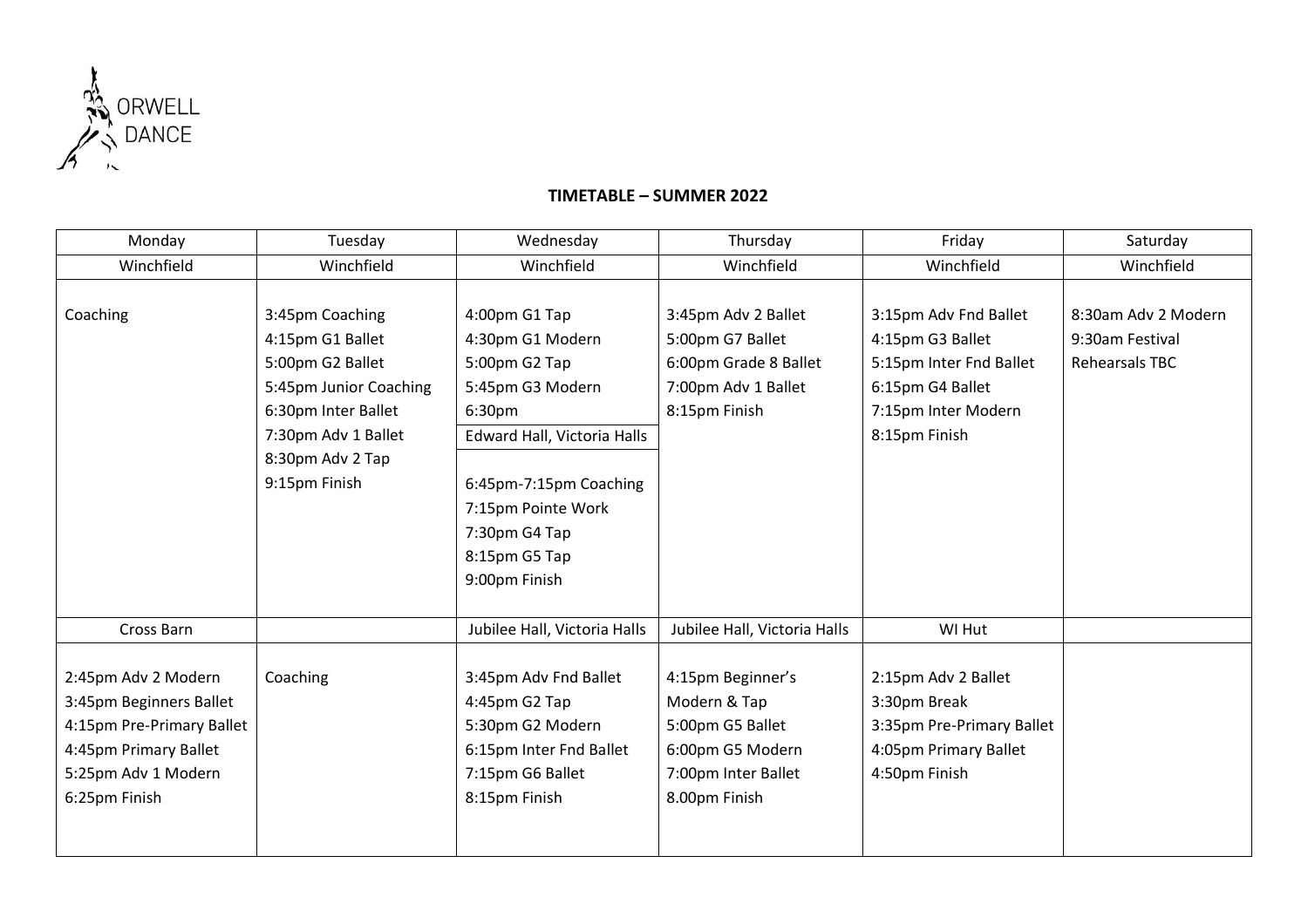ORWELL DANCE

**TIMETABLE – SUMMER 2022**

| Monday | Tuesday | Wednesday | Thursday | Friday | Saturday |
|---|---|---|---|---|---|
| Winchfield | Winchfield | Winchfield | Winchfield | Winchfield | Winchfield |
| Coaching | 3:45pm Coaching<br>4:15pm G1 Ballet<br>5:00pm G2 Ballet<br>5:45pm Junior Coaching<br>6:30pm Inter Ballet<br>7:30pm Adv 1 Ballet<br>8:30pm Adv 2 Tap<br>9:15pm Finish | 4:00pm G1 Tap<br>4:30pm G1 Modern<br>5:00pm G2 Tap<br>5:45pm G3 Modern<br>6:30pm<br>Edward Hall, Victoria Halls<br>6:45pm-7:15pm Coaching<br>7:15pm Pointe Work<br>7:30pm G4 Tap<br>8:15pm G5 Tap<br>9:00pm Finish | 3:45pm Adv 2 Ballet<br>5:00pm G7 Ballet<br>6:00pm Grade 8 Ballet<br>7:00pm Adv 1 Ballet<br>8:15pm Finish | 3:15pm Adv Fnd Ballet<br>4:15pm G3 Ballet<br>5:15pm Inter Fnd Ballet<br>6:15pm G4 Ballet<br>7:15pm Inter Modern<br>8:15pm Finish | 8:30am Adv 2 Modern<br>9:30am Festival Rehearsals TBC |
| Cross Barn | | Jubilee Hall, Victoria Halls | Jubilee Hall, Victoria Halls | WI Hut | |
| 2:45pm Adv 2 Modern<br>3:45pm Beginners Ballet<br>4:15pm Pre-Primary Ballet<br>4:45pm Primary Ballet<br>5:25pm Adv 1 Modern<br>6:25pm Finish | Coaching | 3:45pm Adv Fnd Ballet<br>4:45pm G2 Tap<br>5:30pm G2 Modern<br>6:15pm Inter Fnd Ballet<br>7:15pm G6 Ballet<br>8:15pm Finish | 4:15pm Beginner's Modern & Tap<br>5:00pm G5 Ballet<br>6:00pm G5 Modern<br>7:00pm Inter Ballet<br>8.00pm Finish | 2:15pm Adv 2 Ballet<br>3:30pm Break<br>3:35pm Pre-Primary Ballet<br>4:05pm Primary Ballet<br>4:50pm Finish | |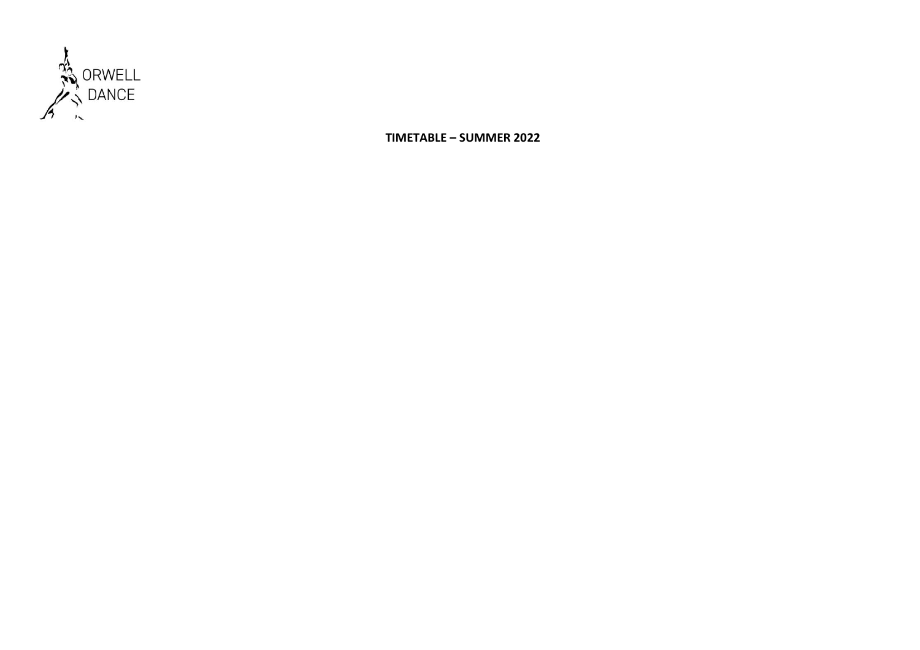ORWELL
DANCE

**TIMETABLE – SUMMER 2022**